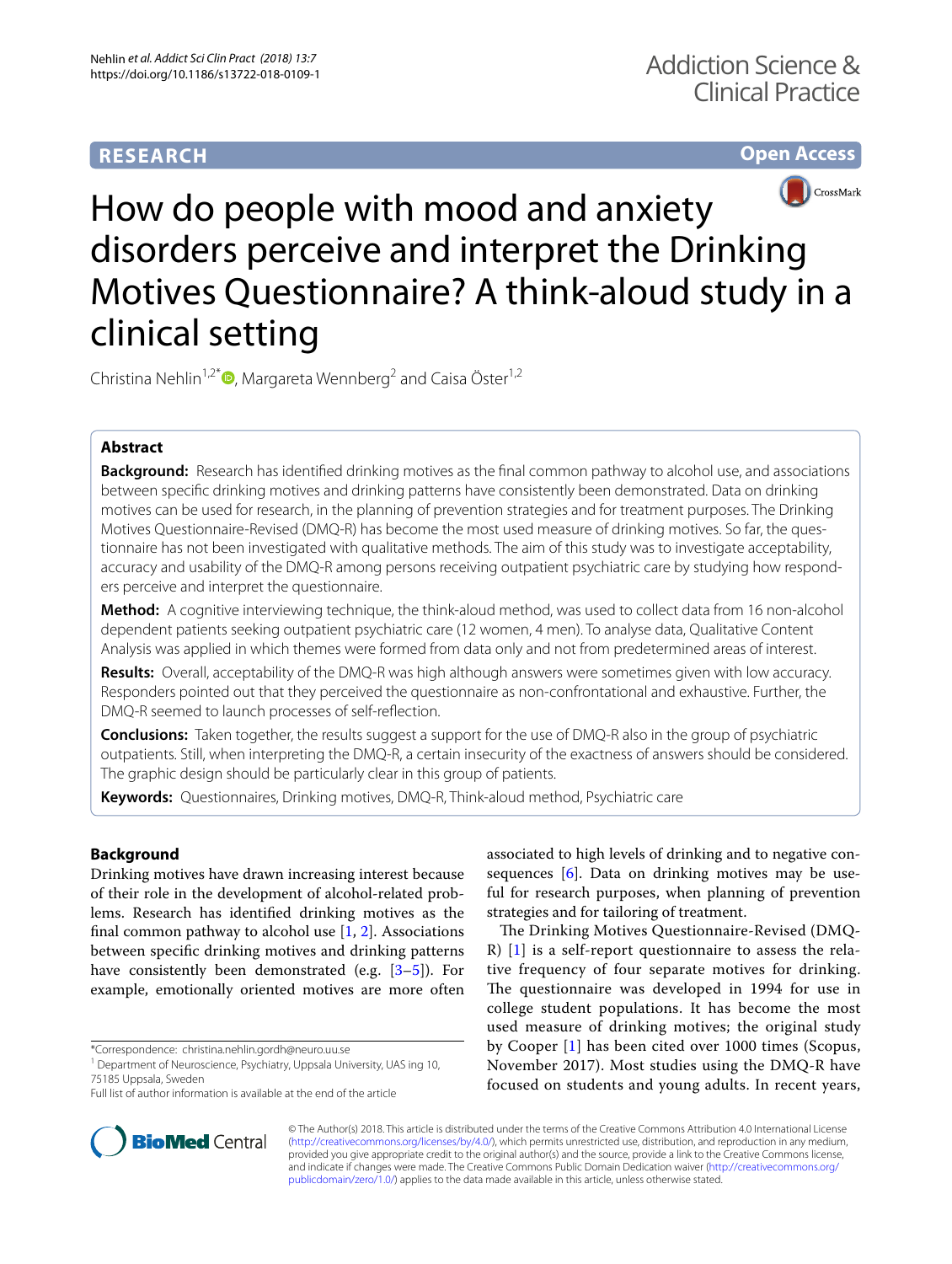RESEARCH

Open Access

# How do people with mood and anxiety disorders perceive and interpret the Drinking Motives Questionnaire? A think-aloud study in a clinical setting

Christina Nehlin[1,2*], Margareta Wennberg[2] and Caisa Öster[1,2]

## Abstract

**Background:** Research has identified drinking motives as the final common pathway to alcohol use, and associations between specific drinking motives and drinking patterns have consistently been demonstrated. Data on drinking motives can be used for research, in the planning of prevention strategies and for treatment purposes. The Drinking Motives Questionnaire-Revised (DMQ-R) has become the most used measure of drinking motives. So far, the questionnaire has not been investigated with qualitative methods. The aim of this study was to investigate acceptability, accuracy and usability of the DMQ-R among persons receiving outpatient psychiatric care by studying how responders perceive and interpret the questionnaire.

**Method:** A cognitive interviewing technique, the think-aloud method, was used to collect data from 16 non-alcohol dependent patients seeking outpatient psychiatric care (12 women, 4 men). To analyse data, Qualitative Content Analysis was applied in which themes were formed from data only and not from predetermined areas of interest.

**Results:** Overall, acceptability of the DMQ-R was high although answers were sometimes given with low accuracy. Responders pointed out that they perceived the questionnaire as non-confrontational and exhaustive. Further, the DMQ-R seemed to launch processes of self-reflection.

**Conclusions:** Taken together, the results suggest a support for the use of DMQ-R also in the group of psychiatric outpatients. Still, when interpreting the DMQ-R, a certain insecurity of the exactness of answers should be considered. The graphic design should be particularly clear in this group of patients.

**Keywords:** Questionnaires, Drinking motives, DMQ-R, Think-aloud method, Psychiatric care

## Background

Drinking motives have drawn increasing interest because of their role in the development of alcohol-related problems. Research has identified drinking motives as the final common pathway to alcohol use [1, 2]. Associations between specific drinking motives and drinking patterns have consistently been demonstrated (e.g. [3–5]). For example, emotionally oriented motives are more often associated to high levels of drinking and to negative consequences [6]. Data on drinking motives may be useful for research purposes, when planning of prevention strategies and for tailoring of treatment.

The Drinking Motives Questionnaire-Revised (DMQ-R) [1] is a self-report questionnaire to assess the relative frequency of four separate motives for drinking. The questionnaire was developed in 1994 for use in college student populations. It has become the most used measure of drinking motives; the original study by Cooper [1] has been cited over 1000 times (Scopus, November 2017). Most studies using the DMQ-R have focused on students and young adults. In recent years,

*Correspondence: christina.nehlin.gordh@neuro.uu.se
[1] Department of Neuroscience, Psychiatry, Uppsala University, UAS ing 10, 75185 Uppsala, Sweden
Full list of author information is available at the end of the article

© The Author(s) 2018. This article is distributed under the terms of the Creative Commons Attribution 4.0 International License (http://creativecommons.org/licenses/by/4.0/), which permits unrestricted use, distribution, and reproduction in any medium, provided you give appropriate credit to the original author(s) and the source, provide a link to the Creative Commons license, and indicate if changes were made. The Creative Commons Public Domain Dedication waiver (http://creativecommons.org/publicdomain/zero/1.0/) applies to the data made available in this article, unless otherwise stated.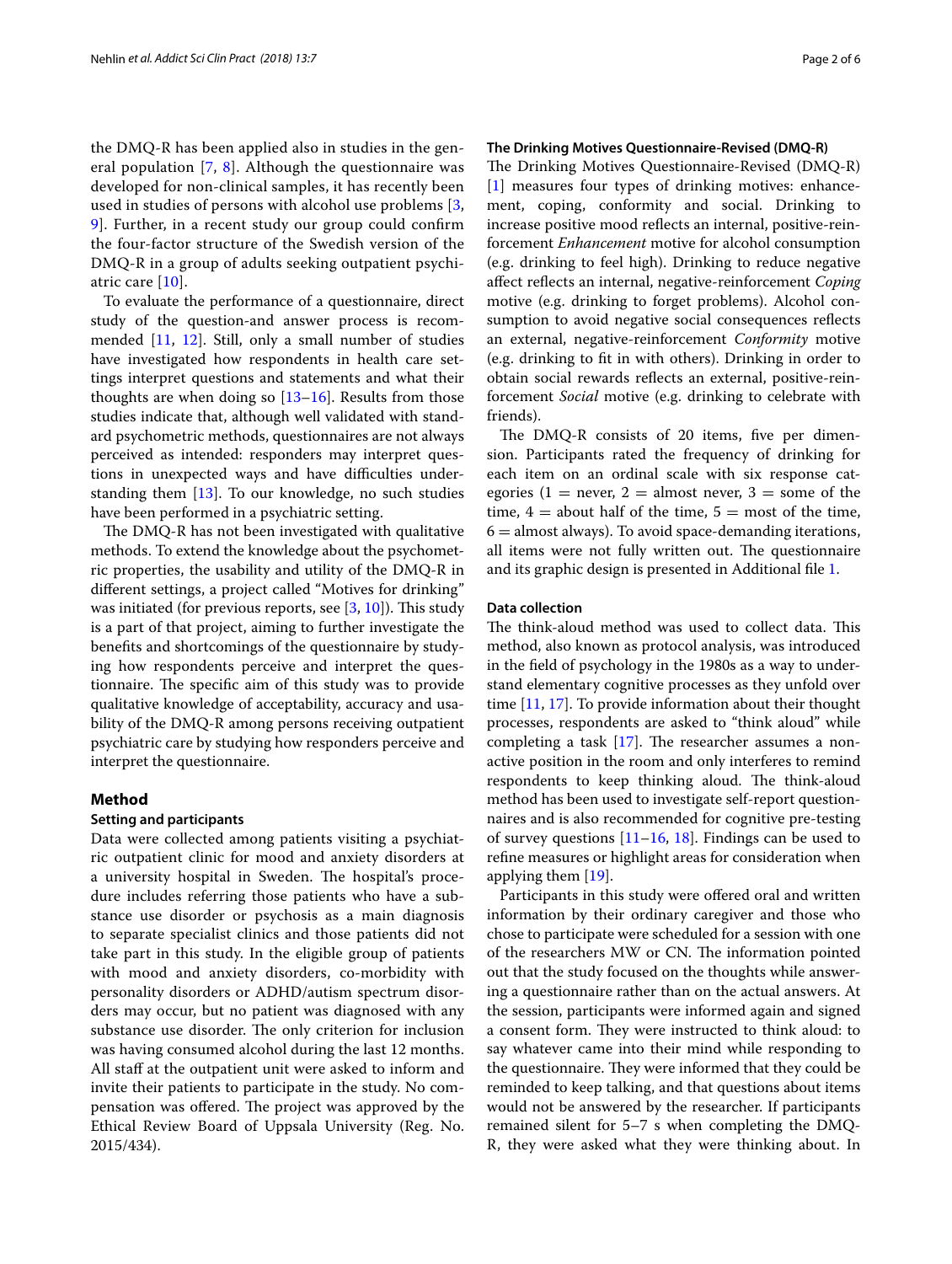the DMQ-R has been applied also in studies in the general population [7, 8]. Although the questionnaire was developed for non-clinical samples, it has recently been used in studies of persons with alcohol use problems [3, 9]. Further, in a recent study our group could confirm the four-factor structure of the Swedish version of the DMQ-R in a group of adults seeking outpatient psychiatric care [10].

To evaluate the performance of a questionnaire, direct study of the question-and answer process is recommended [11, 12]. Still, only a small number of studies have investigated how respondents in health care settings interpret questions and statements and what their thoughts are when doing so [13–16]. Results from those studies indicate that, although well validated with standard psychometric methods, questionnaires are not always perceived as intended: responders may interpret questions in unexpected ways and have difficulties understanding them [13]. To our knowledge, no such studies have been performed in a psychiatric setting.

The DMQ-R has not been investigated with qualitative methods. To extend the knowledge about the psychometric properties, the usability and utility of the DMQ-R in different settings, a project called "Motives for drinking" was initiated (for previous reports, see [3, 10]). This study is a part of that project, aiming to further investigate the benefits and shortcomings of the questionnaire by studying how respondents perceive and interpret the questionnaire. The specific aim of this study was to provide qualitative knowledge of acceptability, accuracy and usability of the DMQ-R among persons receiving outpatient psychiatric care by studying how responders perceive and interpret the questionnaire.

## Method

### Setting and participants

Data were collected among patients visiting a psychiatric outpatient clinic for mood and anxiety disorders at a university hospital in Sweden. The hospital's procedure includes referring those patients who have a substance use disorder or psychosis as a main diagnosis to separate specialist clinics and those patients did not take part in this study. In the eligible group of patients with mood and anxiety disorders, co-morbidity with personality disorders or ADHD/autism spectrum disorders may occur, but no patient was diagnosed with any substance use disorder. The only criterion for inclusion was having consumed alcohol during the last 12 months. All staff at the outpatient unit were asked to inform and invite their patients to participate in the study. No compensation was offered. The project was approved by the Ethical Review Board of Uppsala University (Reg. No. 2015/434).

### The Drinking Motives Questionnaire-Revised (DMQ-R)

The Drinking Motives Questionnaire-Revised (DMQ-R) [1] measures four types of drinking motives: enhancement, coping, conformity and social. Drinking to increase positive mood reflects an internal, positive-reinforcement *Enhancement* motive for alcohol consumption (e.g. drinking to feel high). Drinking to reduce negative affect reflects an internal, negative-reinforcement *Coping* motive (e.g. drinking to forget problems). Alcohol consumption to avoid negative social consequences reflects an external, negative-reinforcement *Conformity* motive (e.g. drinking to fit in with others). Drinking in order to obtain social rewards reflects an external, positive-reinforcement *Social* motive (e.g. drinking to celebrate with friends).

The DMQ-R consists of 20 items, five per dimension. Participants rated the frequency of drinking for each item on an ordinal scale with six response categories (1 = never, 2 = almost never, 3 = some of the time, 4 = about half of the time, 5 = most of the time, 6 = almost always). To avoid space-demanding iterations, all items were not fully written out. The questionnaire and its graphic design is presented in Additional file 1.

### Data collection

The think-aloud method was used to collect data. This method, also known as protocol analysis, was introduced in the field of psychology in the 1980s as a way to understand elementary cognitive processes as they unfold over time [11, 17]. To provide information about their thought processes, respondents are asked to "think aloud" while completing a task [17]. The researcher assumes a non-active position in the room and only interferes to remind respondents to keep thinking aloud. The think-aloud method has been used to investigate self-report questionnaires and is also recommended for cognitive pre-testing of survey questions [11–16, 18]. Findings can be used to refine measures or highlight areas for consideration when applying them [19].

Participants in this study were offered oral and written information by their ordinary caregiver and those who chose to participate were scheduled for a session with one of the researchers MW or CN. The information pointed out that the study focused on the thoughts while answering a questionnaire rather than on the actual answers. At the session, participants were informed again and signed a consent form. They were instructed to think aloud: to say whatever came into their mind while responding to the questionnaire. They were informed that they could be reminded to keep talking, and that questions about items would not be answered by the researcher. If participants remained silent for 5–7 s when completing the DMQ-R, they were asked what they were thinking about. In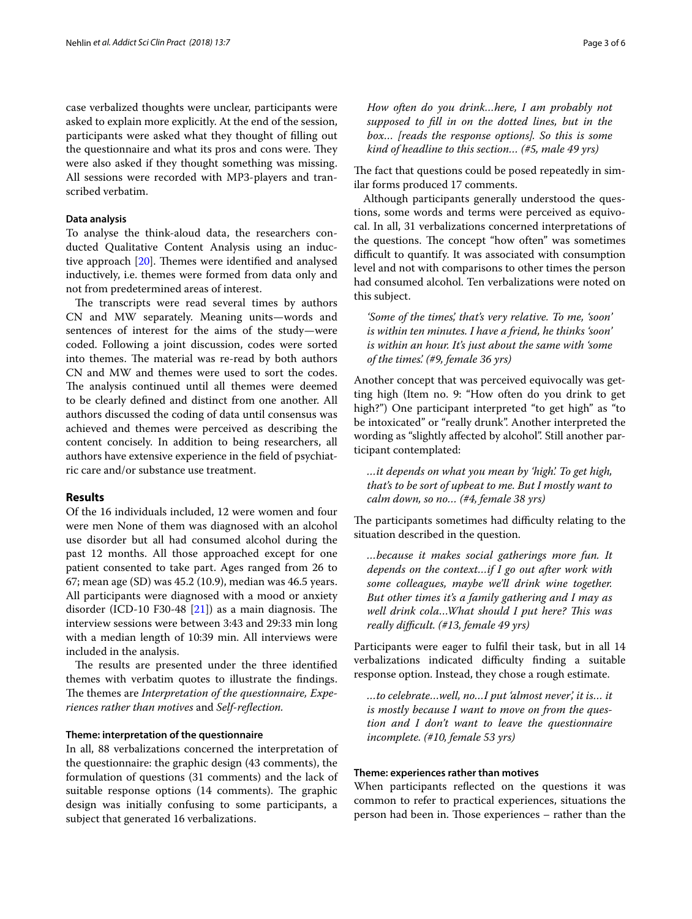case verbalized thoughts were unclear, participants were asked to explain more explicitly. At the end of the session, participants were asked what they thought of filling out the questionnaire and what its pros and cons were. They were also asked if they thought something was missing. All sessions were recorded with MP3-players and transcribed verbatim.

### Data analysis

To analyse the think-aloud data, the researchers conducted Qualitative Content Analysis using an inductive approach [20]. Themes were identified and analysed inductively, i.e. themes were formed from data only and not from predetermined areas of interest.

The transcripts were read several times by authors CN and MW separately. Meaning units—words and sentences of interest for the aims of the study—were coded. Following a joint discussion, codes were sorted into themes. The material was re-read by both authors CN and MW and themes were used to sort the codes. The analysis continued until all themes were deemed to be clearly defined and distinct from one another. All authors discussed the coding of data until consensus was achieved and themes were perceived as describing the content concisely. In addition to being researchers, all authors have extensive experience in the field of psychiatric care and/or substance use treatment.

## Results

Of the 16 individuals included, 12 were women and four were men None of them was diagnosed with an alcohol use disorder but all had consumed alcohol during the past 12 months. All those approached except for one patient consented to take part. Ages ranged from 26 to 67; mean age (SD) was 45.2 (10.9), median was 46.5 years. All participants were diagnosed with a mood or anxiety disorder (ICD-10 F30-48 [21]) as a main diagnosis. The interview sessions were between 3:43 and 29:33 min long with a median length of 10:39 min. All interviews were included in the analysis.

The results are presented under the three identified themes with verbatim quotes to illustrate the findings. The themes are *Interpretation of the questionnaire*, *Experiences rather than motives* and *Self-reflection*.

### Theme: interpretation of the questionnaire

In all, 88 verbalizations concerned the interpretation of the questionnaire: the graphic design (43 comments), the formulation of questions (31 comments) and the lack of suitable response options (14 comments). The graphic design was initially confusing to some participants, a subject that generated 16 verbalizations.

> *How often do you drink…here, I am probably not supposed to fill in on the dotted lines, but in the box… [reads the response options]. So this is some kind of headline to this section… (#5, male 49 yrs)*

The fact that questions could be posed repeatedly in similar forms produced 17 comments.

Although participants generally understood the questions, some words and terms were perceived as equivocal. In all, 31 verbalizations concerned interpretations of the questions. The concept "how often" was sometimes difficult to quantify. It was associated with consumption level and not with comparisons to other times the person had consumed alcohol. Ten verbalizations were noted on this subject.

> *'Some of the times', that's very relative. To me, 'soon' is within ten minutes. I have a friend, he thinks 'soon' is within an hour. It's just about the same with 'some of the times'. (#9, female 36 yrs)*

Another concept that was perceived equivocally was getting high (Item no. 9: "How often do you drink to get high?") One participant interpreted "to get high" as "to be intoxicated" or "really drunk". Another interpreted the wording as "slightly affected by alcohol". Still another participant contemplated:

> *…it depends on what you mean by 'high'. To get high, that's to be sort of upbeat to me. But I mostly want to calm down, so no… (#4, female 38 yrs)*

The participants sometimes had difficulty relating to the situation described in the question.

> *…because it makes social gatherings more fun. It depends on the context…if I go out after work with some colleagues, maybe we'll drink wine together. But other times it's a family gathering and I may as well drink cola…What should I put here? This was really difficult. (#13, female 49 yrs)*

Participants were eager to fulfil their task, but in all 14 verbalizations indicated difficulty finding a suitable response option. Instead, they chose a rough estimate.

> *…to celebrate…well, no…I put 'almost never', it is… it is mostly because I want to move on from the question and I don't want to leave the questionnaire incomplete. (#10, female 53 yrs)*

### Theme: experiences rather than motives

When participants reflected on the questions it was common to refer to practical experiences, situations the person had been in. Those experiences – rather than the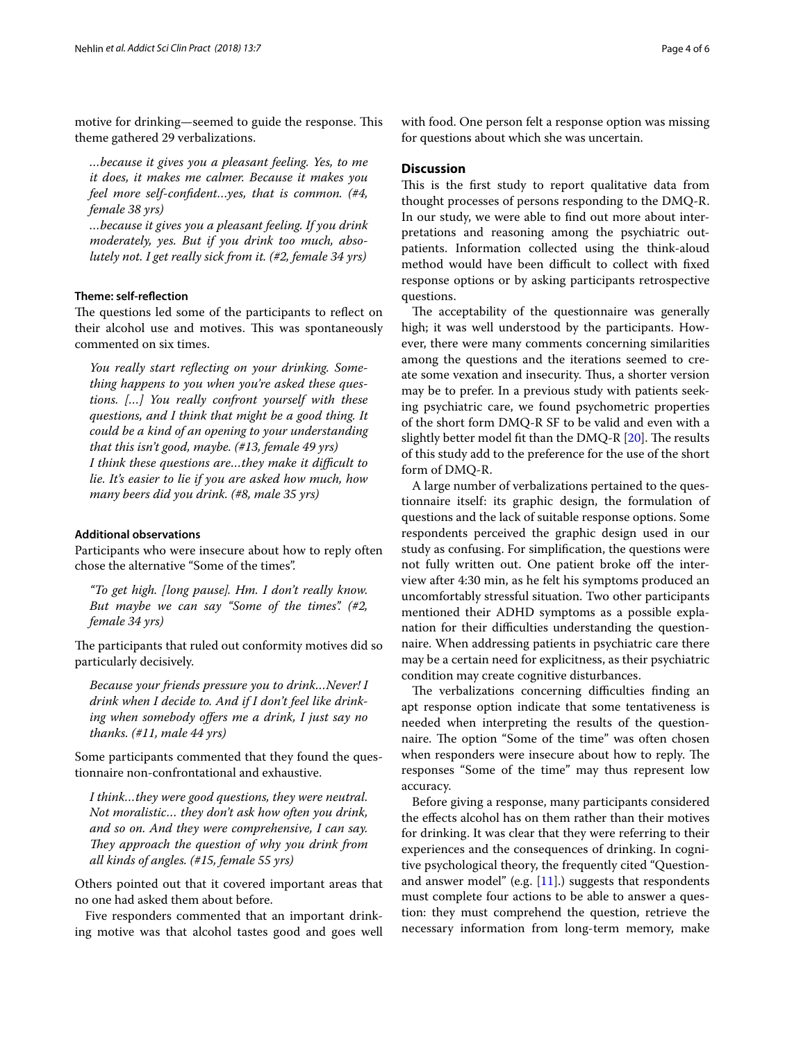motive for drinking—seemed to guide the response. This theme gathered 29 verbalizations.

> *…because it gives you a pleasant feeling. Yes, to me it does, it makes me calmer. Because it makes you feel more self-confident…yes, that is common. (#4, female 38 yrs)*
>
> *…because it gives you a pleasant feeling. If you drink moderately, yes. But if you drink too much, absolutely not. I get really sick from it. (#2, female 34 yrs)*

#### Theme: self-reflection

The questions led some of the participants to reflect on their alcohol use and motives. This was spontaneously commented on six times.

> *You really start reflecting on your drinking. Something happens to you when you're asked these questions. […] You really confront yourself with these questions, and I think that might be a good thing. It could be a kind of an opening to your understanding that this isn't good, maybe. (#13, female 49 yrs)*
>
> *I think these questions are…they make it difficult to lie. It's easier to lie if you are asked how much, how many beers did you drink. (#8, male 35 yrs)*

#### Additional observations

Participants who were insecure about how to reply often chose the alternative "Some of the times".

> *"To get high. [long pause]. Hm. I don't really know. But maybe we can say "Some of the times". (#2, female 34 yrs)*

The participants that ruled out conformity motives did so particularly decisively.

> *Because your friends pressure you to drink…Never! I drink when I decide to. And if I don't feel like drinking when somebody offers me a drink, I just say no thanks. (#11, male 44 yrs)*

Some participants commented that they found the questionnaire non-confrontational and exhaustive.

> *I think…they were good questions, they were neutral. Not moralistic… they don't ask how often you drink, and so on. And they were comprehensive, I can say. They approach the question of why you drink from all kinds of angles. (#15, female 55 yrs)*

Others pointed out that it covered important areas that no one had asked them about before.

Five responders commented that an important drinking motive was that alcohol tastes good and goes well with food. One person felt a response option was missing for questions about which she was uncertain.

## Discussion

This is the first study to report qualitative data from thought processes of persons responding to the DMQ-R. In our study, we were able to find out more about interpretations and reasoning among the psychiatric outpatients. Information collected using the think-aloud method would have been difficult to collect with fixed response options or by asking participants retrospective questions.

The acceptability of the questionnaire was generally high; it was well understood by the participants. However, there were many comments concerning similarities among the questions and the iterations seemed to create some vexation and insecurity. Thus, a shorter version may be to prefer. In a previous study with patients seeking psychiatric care, we found psychometric properties of the short form DMQ-R SF to be valid and even with a slightly better model fit than the DMQ-R [20]. The results of this study add to the preference for the use of the short form of DMQ-R.

A large number of verbalizations pertained to the questionnaire itself: its graphic design, the formulation of questions and the lack of suitable response options. Some respondents perceived the graphic design used in our study as confusing. For simplification, the questions were not fully written out. One patient broke off the interview after 4:30 min, as he felt his symptoms produced an uncomfortably stressful situation. Two other participants mentioned their ADHD symptoms as a possible explanation for their difficulties understanding the questionnaire. When addressing patients in psychiatric care there may be a certain need for explicitness, as their psychiatric condition may create cognitive disturbances.

The verbalizations concerning difficulties finding an apt response option indicate that some tentativeness is needed when interpreting the results of the questionnaire. The option "Some of the time" was often chosen when responders were insecure about how to reply. The responses "Some of the time" may thus represent low accuracy.

Before giving a response, many participants considered the effects alcohol has on them rather than their motives for drinking. It was clear that they were referring to their experiences and the consequences of drinking. In cognitive psychological theory, the frequently cited "Question-and answer model" (e.g. [11].) suggests that respondents must complete four actions to be able to answer a question: they must comprehend the question, retrieve the necessary information from long-term memory, make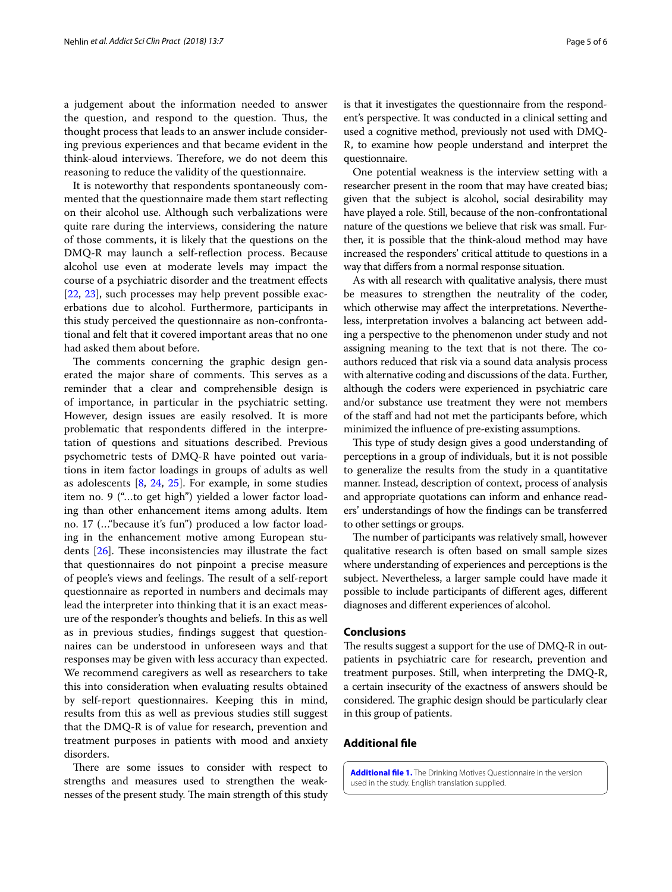a judgement about the information needed to answer the question, and respond to the question. Thus, the thought process that leads to an answer include considering previous experiences and that became evident in the think-aloud interviews. Therefore, we do not deem this reasoning to reduce the validity of the questionnaire.

It is noteworthy that respondents spontaneously commented that the questionnaire made them start reflecting on their alcohol use. Although such verbalizations were quite rare during the interviews, considering the nature of those comments, it is likely that the questions on the DMQ-R may launch a self-reflection process. Because alcohol use even at moderate levels may impact the course of a psychiatric disorder and the treatment effects [22, 23], such processes may help prevent possible exacerbations due to alcohol. Furthermore, participants in this study perceived the questionnaire as non-confrontational and felt that it covered important areas that no one had asked them about before.

The comments concerning the graphic design generated the major share of comments. This serves as a reminder that a clear and comprehensible design is of importance, in particular in the psychiatric setting. However, design issues are easily resolved. It is more problematic that respondents differed in the interpretation of questions and situations described. Previous psychometric tests of DMQ-R have pointed out variations in item factor loadings in groups of adults as well as adolescents [8, 24, 25]. For example, in some studies item no. 9 ("…to get high") yielded a lower factor loading than other enhancement items among adults. Item no. 17 (…"because it's fun") produced a low factor loading in the enhancement motive among European students [26]. These inconsistencies may illustrate the fact that questionnaires do not pinpoint a precise measure of people's views and feelings. The result of a self-report questionnaire as reported in numbers and decimals may lead the interpreter into thinking that it is an exact measure of the responder's thoughts and beliefs. In this as well as in previous studies, findings suggest that questionnaires can be understood in unforeseen ways and that responses may be given with less accuracy than expected. We recommend caregivers as well as researchers to take this into consideration when evaluating results obtained by self-report questionnaires. Keeping this in mind, results from this as well as previous studies still suggest that the DMQ-R is of value for research, prevention and treatment purposes in patients with mood and anxiety disorders.

There are some issues to consider with respect to strengths and measures used to strengthen the weaknesses of the present study. The main strength of this study is that it investigates the questionnaire from the respondent's perspective. It was conducted in a clinical setting and used a cognitive method, previously not used with DMQ-R, to examine how people understand and interpret the questionnaire.

One potential weakness is the interview setting with a researcher present in the room that may have created bias; given that the subject is alcohol, social desirability may have played a role. Still, because of the non-confrontational nature of the questions we believe that risk was small. Further, it is possible that the think-aloud method may have increased the responders' critical attitude to questions in a way that differs from a normal response situation.

As with all research with qualitative analysis, there must be measures to strengthen the neutrality of the coder, which otherwise may affect the interpretations. Nevertheless, interpretation involves a balancing act between adding a perspective to the phenomenon under study and not assigning meaning to the text that is not there. The co-authors reduced that risk via a sound data analysis process with alternative coding and discussions of the data. Further, although the coders were experienced in psychiatric care and/or substance use treatment they were not members of the staff and had not met the participants before, which minimized the influence of pre-existing assumptions.

This type of study design gives a good understanding of perceptions in a group of individuals, but it is not possible to generalize the results from the study in a quantitative manner. Instead, description of context, process of analysis and appropriate quotations can inform and enhance readers' understandings of how the findings can be transferred to other settings or groups.

The number of participants was relatively small, however qualitative research is often based on small sample sizes where understanding of experiences and perceptions is the subject. Nevertheless, a larger sample could have made it possible to include participants of different ages, different diagnoses and different experiences of alcohol.

## Conclusions

The results suggest a support for the use of DMQ-R in outpatients in psychiatric care for research, prevention and treatment purposes. Still, when interpreting the DMQ-R, a certain insecurity of the exactness of answers should be considered. The graphic design should be particularly clear in this group of patients.

## Additional file

**Additional file 1.** The Drinking Motives Questionnaire in the version used in the study. English translation supplied.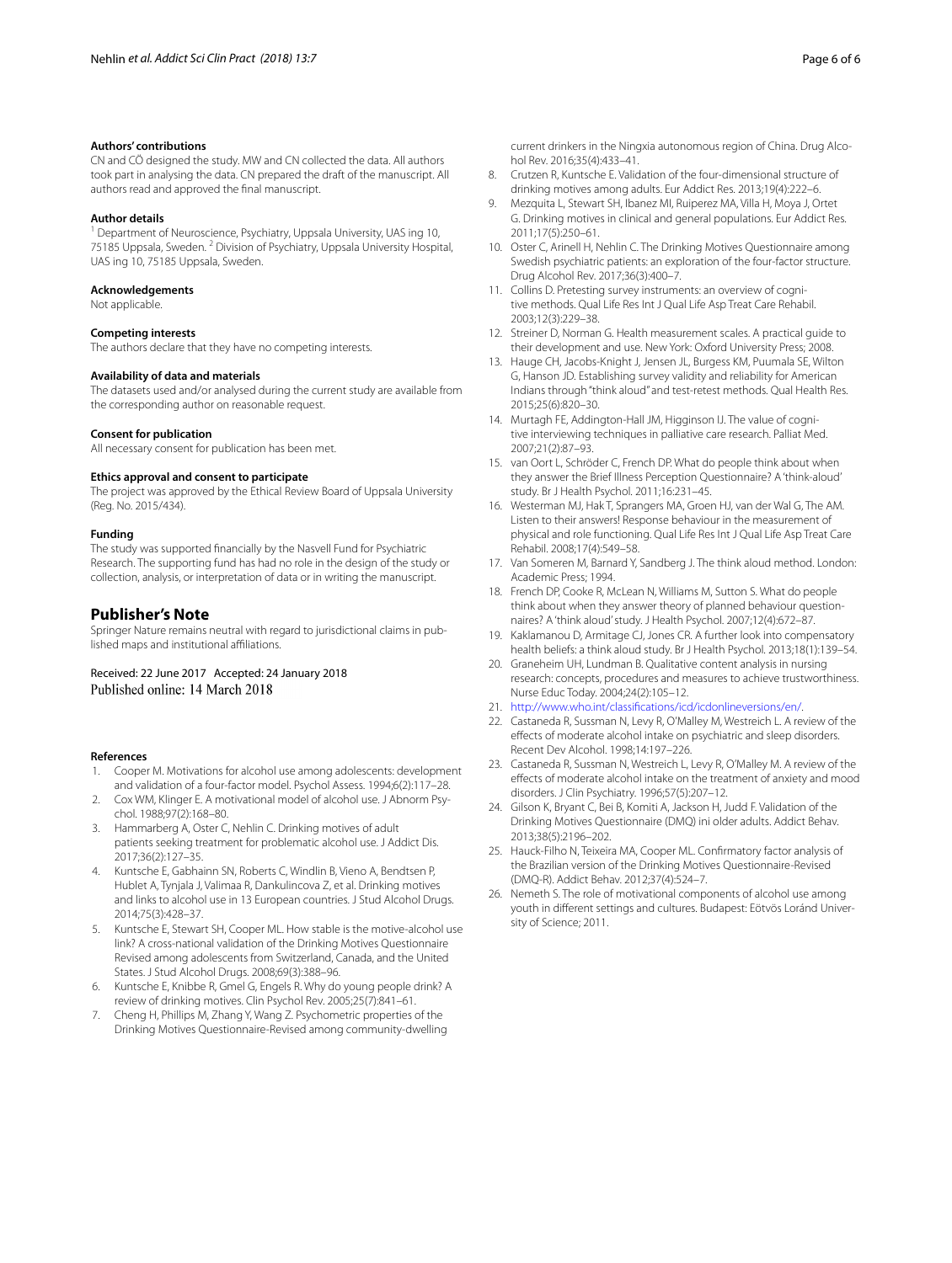#### Authors' contributions

CN and CÖ designed the study. MW and CN collected the data. All authors took part in analysing the data. CN prepared the draft of the manuscript. All authors read and approved the final manuscript.

#### Author details

[1] Department of Neuroscience, Psychiatry, Uppsala University, UAS ing 10, 75185 Uppsala, Sweden. [2] Division of Psychiatry, Uppsala University Hospital, UAS ing 10, 75185 Uppsala, Sweden.

#### Acknowledgements

Not applicable.

#### Competing interests

The authors declare that they have no competing interests.

#### Availability of data and materials

The datasets used and/or analysed during the current study are available from the corresponding author on reasonable request.

#### Consent for publication

All necessary consent for publication has been met.

#### Ethics approval and consent to participate

The project was approved by the Ethical Review Board of Uppsala University (Reg. No. 2015/434).

#### Funding

The study was supported financially by the Nasvell Fund for Psychiatric Research. The supporting fund has had no role in the design of the study or collection, analysis, or interpretation of data or in writing the manuscript.

## Publisher's Note

Springer Nature remains neutral with regard to jurisdictional claims in published maps and institutional affiliations.

Received: 22 June 2017 Accepted: 24 January 2018
Published online: 14 March 2018

#### References

1. Cooper M. Motivations for alcohol use among adolescents: development and validation of a four-factor model. Psychol Assess. 1994;6(2):117–28.
2. Cox WM, Klinger E. A motivational model of alcohol use. J Abnorm Psychol. 1988;97(2):168–80.
3. Hammarberg A, Oster C, Nehlin C. Drinking motives of adult patients seeking treatment for problematic alcohol use. J Addict Dis. 2017;36(2):127–35.
4. Kuntsche E, Gabhainn SN, Roberts C, Windlin B, Vieno A, Bendtsen P, Hublet A, Tynjala J, Valimaa R, Dankulincova Z, et al. Drinking motives and links to alcohol use in 13 European countries. J Stud Alcohol Drugs. 2014;75(3):428–37.
5. Kuntsche E, Stewart SH, Cooper ML. How stable is the motive-alcohol use link? A cross-national validation of the Drinking Motives Questionnaire Revised among adolescents from Switzerland, Canada, and the United States. J Stud Alcohol Drugs. 2008;69(3):388–96.
6. Kuntsche E, Knibbe R, Gmel G, Engels R. Why do young people drink? A review of drinking motives. Clin Psychol Rev. 2005;25(7):841–61.
7. Cheng H, Phillips M, Zhang Y, Wang Z. Psychometric properties of the Drinking Motives Questionnaire-Revised among community-dwelling current drinkers in the Ningxia autonomous region of China. Drug Alcohol Rev. 2016;35(4):433–41.
8. Crutzen R, Kuntsche E. Validation of the four-dimensional structure of drinking motives among adults. Eur Addict Res. 2013;19(4):222–6.
9. Mezquita L, Stewart SH, Ibanez MI, Ruiperez MA, Villa H, Moya J, Ortet G. Drinking motives in clinical and general populations. Eur Addict Res. 2011;17(5):250–61.
10. Oster C, Arinell H, Nehlin C. The Drinking Motives Questionnaire among Swedish psychiatric patients: an exploration of the four-factor structure. Drug Alcohol Rev. 2017;36(3):400–7.
11. Collins D. Pretesting survey instruments: an overview of cognitive methods. Qual Life Res Int J Qual Life Asp Treat Care Rehabil. 2003;12(3):229–38.
12. Streiner D, Norman G. Health measurement scales. A practical guide to their development and use. New York: Oxford University Press; 2008.
13. Hauge CH, Jacobs-Knight J, Jensen JL, Burgess KM, Puumala SE, Wilton G, Hanson JD. Establishing survey validity and reliability for American Indians through "think aloud" and test-retest methods. Qual Health Res. 2015;25(6):820–30.
14. Murtagh FE, Addington-Hall JM, Higginson IJ. The value of cognitive interviewing techniques in palliative care research. Palliat Med. 2007;21(2):87–93.
15. van Oort L, Schröder C, French DP. What do people think about when they answer the Brief Illness Perception Questionnaire? A 'think-aloud' study. Br J Health Psychol. 2011;16:231–45.
16. Westerman MJ, Hak T, Sprangers MA, Groen HJ, van der Wal G, The AM. Listen to their answers! Response behaviour in the measurement of physical and role functioning. Qual Life Res Int J Qual Life Asp Treat Care Rehabil. 2008;17(4):549–58.
17. Van Someren M, Barnard Y, Sandberg J. The think aloud method. London: Academic Press; 1994.
18. French DP, Cooke R, McLean N, Williams M, Sutton S. What do people think about when they answer theory of planned behaviour questionnaires? A 'think aloud' study. J Health Psychol. 2007;12(4):672–87.
19. Kaklamanou D, Armitage CJ, Jones CR. A further look into compensatory health beliefs: a think aloud study. Br J Health Psychol. 2013;18(1):139–54.
20. Graneheim UH, Lundman B. Qualitative content analysis in nursing research: concepts, procedures and measures to achieve trustworthiness. Nurse Educ Today. 2004;24(2):105–12.
21. http://www.who.int/classifications/icd/icdonlineversions/en/.
22. Castaneda R, Sussman N, Levy R, O'Malley M, Westreich L. A review of the effects of moderate alcohol intake on psychiatric and sleep disorders. Recent Dev Alcohol. 1998;14:197–226.
23. Castaneda R, Sussman N, Westreich L, Levy R, O'Malley M. A review of the effects of moderate alcohol intake on the treatment of anxiety and mood disorders. J Clin Psychiatry. 1996;57(5):207–12.
24. Gilson K, Bryant C, Bei B, Komiti A, Jackson H, Judd F. Validation of the Drinking Motives Questionnaire (DMQ) ini older adults. Addict Behav. 2013;38(5):2196–202.
25. Hauck-Filho N, Teixeira MA, Cooper ML. Confirmatory factor analysis of the Brazilian version of the Drinking Motives Questionnaire-Revised (DMQ-R). Addict Behav. 2012;37(4):524–7.
26. Nemeth S. The role of motivational components of alcohol use among youth in different settings and cultures. Budapest: Eötvös Loránd University of Science; 2011.